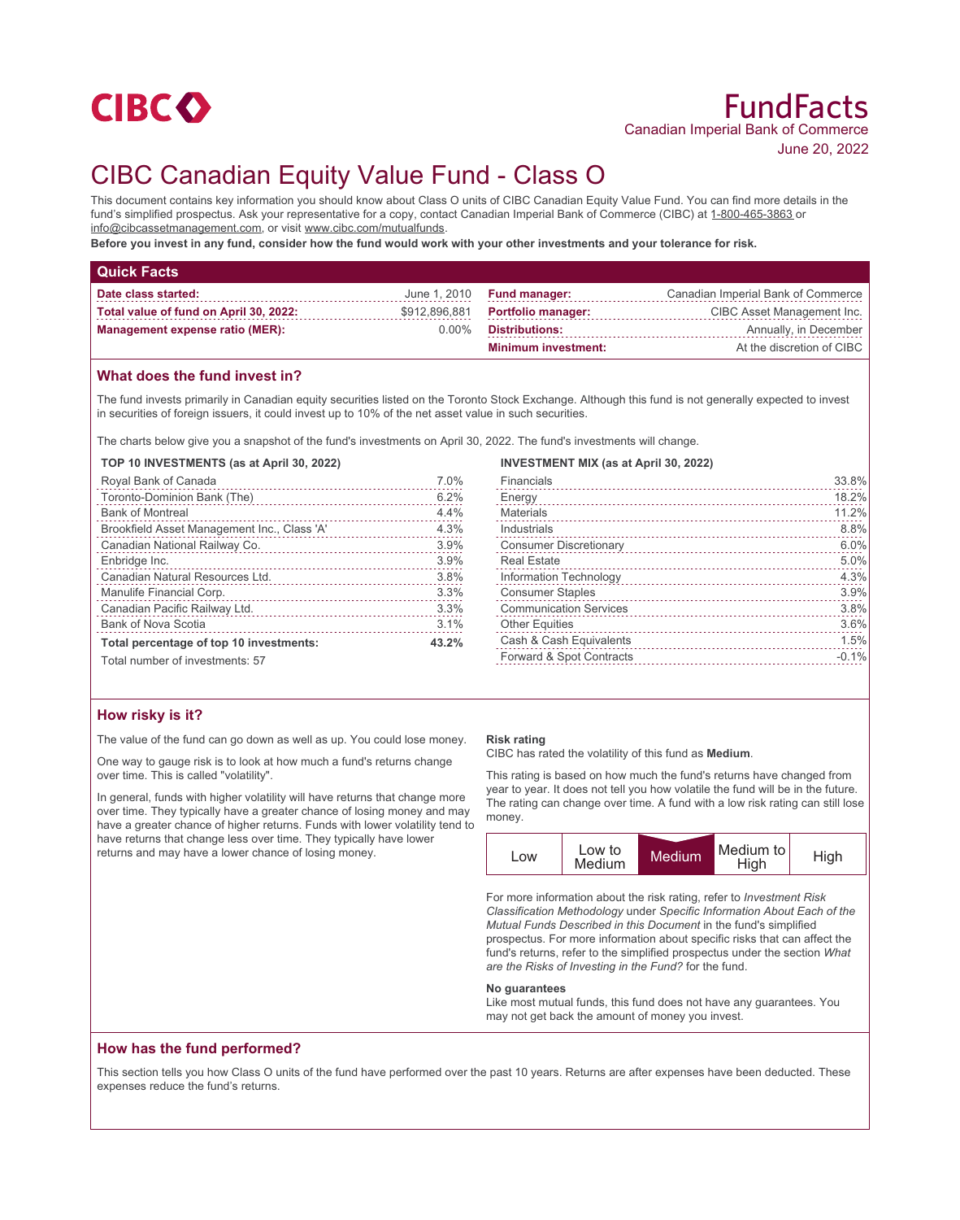CIBC

# FundFacts

Canadian Imperial Bank of Commerce

June 20, 2022

# CIBC Canadian Equity Value Fund - Class O

This document contains key information you should know about Class O units of CIBC Canadian Equity Value Fund. You can find more details in the fund's simplified prospectus. Ask your representative for a copy, contact Canadian Imperial Bank of Commerce (CIBC) at 1-800-465-3863 or info@cibcassetmanagement.com, or visit www.cibc.com/mutualfunds.

**Before you invest in any fund, consider how the fund would work with your other investments and your tolerance for risk.**

## Quick Facts

| | | | |
|---|---|---|---|
| **Date class started:** | June 1, 2010 | **Fund manager:** | Canadian Imperial Bank of Commerce |
| **Total value of fund on April 30, 2022:** | $912,896,881 | **Portfolio manager:** | CIBC Asset Management Inc. |
| **Management expense ratio (MER):** | 0.00% | **Distributions:** | Annually, in December |
| | | **Minimum investment:** | At the discretion of CIBC |

## What does the fund invest in?

The fund invests primarily in Canadian equity securities listed on the Toronto Stock Exchange. Although this fund is not generally expected to invest in securities of foreign issuers, it could invest up to 10% of the net asset value in such securities.

The charts below give you a snapshot of the fund's investments on April 30, 2022. The fund's investments will change.

**TOP 10 INVESTMENTS (as at April 30, 2022)**

| | |
|---|---|
| Royal Bank of Canada | 7.0% |
| Toronto-Dominion Bank (The) | 6.2% |
| Bank of Montreal | 4.4% |
| Brookfield Asset Management Inc., Class 'A' | 4.3% |
| Canadian National Railway Co. | 3.9% |
| Enbridge Inc. | 3.9% |
| Canadian Natural Resources Ltd. | 3.8% |
| Manulife Financial Corp. | 3.3% |
| Canadian Pacific Railway Ltd. | 3.3% |
| Bank of Nova Scotia | 3.1% |
| **Total percentage of top 10 investments:** | **43.2%** |

Total number of investments: 57

**INVESTMENT MIX (as at April 30, 2022)**

| | |
|---|---|
| Financials | 33.8% |
| Energy | 18.2% |
| Materials | 11.2% |
| Industrials | 8.8% |
| Consumer Discretionary | 6.0% |
| Real Estate | 5.0% |
| Information Technology | 4.3% |
| Consumer Staples | 3.9% |
| Communication Services | 3.8% |
| Other Equities | 3.6% |
| Cash & Cash Equivalents | 1.5% |
| Forward & Spot Contracts | -0.1% |

## How risky is it?

The value of the fund can go down as well as up. You could lose money.

One way to gauge risk is to look at how much a fund's returns change over time. This is called "volatility".

In general, funds with higher volatility will have returns that change more over time. They typically have a greater chance of losing money and may have a greater chance of higher returns. Funds with lower volatility tend to have returns that change less over time. They typically have lower returns and may have a lower chance of losing money.

**Risk rating**

CIBC has rated the volatility of this fund as **Medium**.

This rating is based on how much the fund's returns have changed from year to year. It does not tell you how volatile the fund will be in the future. The rating can change over time. A fund with a low risk rating can still lose money.

| Low | Low to Medium | **Medium** | Medium to High | High |
|---|---|---|---|---|

For more information about the risk rating, refer to *Investment Risk Classification Methodology* under *Specific Information About Each of the Mutual Funds Described in this Document* in the fund's simplified prospectus. For more information about specific risks that can affect the fund's returns, refer to the simplified prospectus under the section *What are the Risks of Investing in the Fund?* for the fund.

**No guarantees**

Like most mutual funds, this fund does not have any guarantees. You may not get back the amount of money you invest.

## How has the fund performed?

This section tells you how Class O units of the fund have performed over the past 10 years. Returns are after expenses have been deducted. These expenses reduce the fund's returns.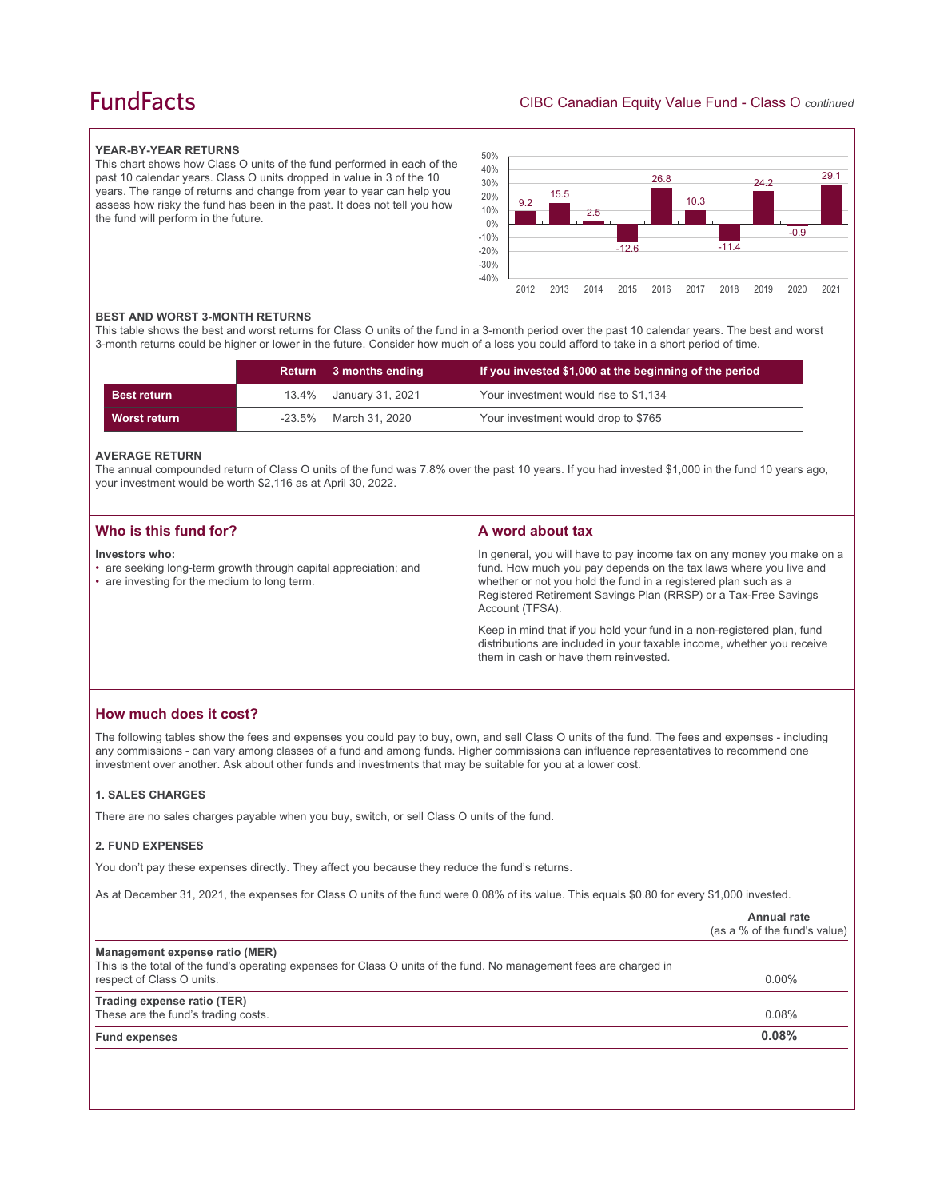### YEAR-BY-YEAR RETURNS

This chart shows how Class O units of the fund performed in each of the past 10 calendar years. Class O units dropped in value in 3 of the 10 years. The range of returns and change from year to year can help you assess how risky the fund has been in the past. It does not tell you how the fund will perform in the future.

| Year | 2012 | 2013 | 2014 | 2015 | 2016 | 2017 | 2018 | 2019 | 2020 | 2021 |
|---|---|---|---|---|---|---|---|---|---|---|
| Return (%) | 9.2 | 15.5 | 2.5 | -12.6 | 26.8 | 10.3 | -11.4 | 24.2 | -0.9 | 29.1 |

### BEST AND WORST 3-MONTH RETURNS

This table shows the best and worst returns for Class O units of the fund in a 3-month period over the past 10 calendar years. The best and worst 3-month returns could be higher or lower in the future. Consider how much of a loss you could afford to take in a short period of time.

| | Return | 3 months ending | If you invested $1,000 at the beginning of the period |
|---|---|---|---|
| **Best return** | 13.4% | January 31, 2021 | Your investment would rise to $1,134 |
| **Worst return** | -23.5% | March 31, 2020 | Your investment would drop to $765 |

### AVERAGE RETURN

The annual compounded return of Class O units of the fund was 7.8% over the past 10 years. If you had invested $1,000 in the fund 10 years ago, your investment would be worth $2,116 as at April 30, 2022.

## Who is this fund for?

**Investors who:**

- are seeking long-term growth through capital appreciation; and
- are investing for the medium to long term.

## A word about tax

In general, you will have to pay income tax on any money you make on a fund. How much you pay depends on the tax laws where you live and whether or not you hold the fund in a registered plan such as a Registered Retirement Savings Plan (RRSP) or a Tax-Free Savings Account (TFSA).

Keep in mind that if you hold your fund in a non-registered plan, fund distributions are included in your taxable income, whether you receive them in cash or have them reinvested.

## How much does it cost?

The following tables show the fees and expenses you could pay to buy, own, and sell Class O units of the fund. The fees and expenses - including any commissions - can vary among classes of a fund and among funds. Higher commissions can influence representatives to recommend one investment over another. Ask about other funds and investments that may be suitable for you at a lower cost.

### 1. SALES CHARGES

There are no sales charges payable when you buy, switch, or sell Class O units of the fund.

### 2. FUND EXPENSES

You don't pay these expenses directly. They affect you because they reduce the fund's returns.

As at December 31, 2021, the expenses for Class O units of the fund were 0.08% of its value. This equals $0.80 for every $1,000 invested.

| | Annual rate (as a % of the fund's value) |
|---|---|
| **Management expense ratio (MER)**<br>This is the total of the fund's operating expenses for Class O units of the fund. No management fees are charged in respect of Class O units. | 0.00% |
| **Trading expense ratio (TER)**<br>These are the fund's trading costs. | 0.08% |
| **Fund expenses** | **0.08%** |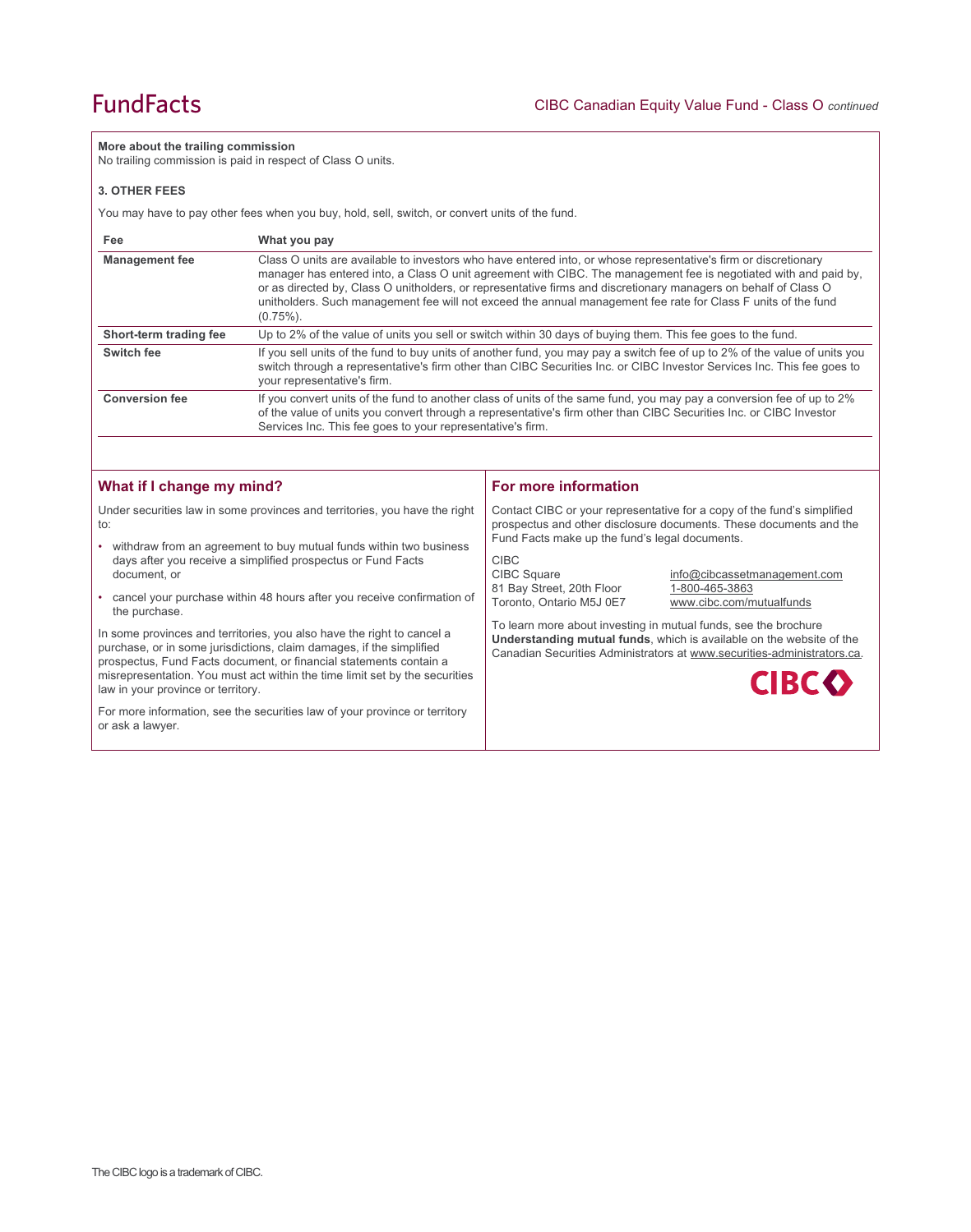**More about the trailing commission**

No trailing commission is paid in respect of Class O units.

**3. OTHER FEES**

You may have to pay other fees when you buy, hold, sell, switch, or convert units of the fund.

| Fee | What you pay |
|---|---|
| **Management fee** | Class O units are available to investors who have entered into, or whose representative's firm or discretionary manager has entered into, a Class O unit agreement with CIBC. The management fee is negotiated with and paid by, or as directed by, Class O unitholders, or representative firms and discretionary managers on behalf of Class O unitholders. Such management fee will not exceed the annual management fee rate for Class F units of the fund (0.75%). |
| **Short-term trading fee** | Up to 2% of the value of units you sell or switch within 30 days of buying them. This fee goes to the fund. |
| **Switch fee** | If you sell units of the fund to buy units of another fund, you may pay a switch fee of up to 2% of the value of units you switch through a representative's firm other than CIBC Securities Inc. or CIBC Investor Services Inc. This fee goes to your representative's firm. |
| **Conversion fee** | If you convert units of the fund to another class of units of the same fund, you may pay a conversion fee of up to 2% of the value of units you convert through a representative's firm other than CIBC Securities Inc. or CIBC Investor Services Inc. This fee goes to your representative's firm. |

## What if I change my mind?

Under securities law in some provinces and territories, you have the right to:

- withdraw from an agreement to buy mutual funds within two business days after you receive a simplified prospectus or Fund Facts document, or
- cancel your purchase within 48 hours after you receive confirmation of the purchase.

In some provinces and territories, you also have the right to cancel a purchase, or in some jurisdictions, claim damages, if the simplified prospectus, Fund Facts document, or financial statements contain a misrepresentation. You must act within the time limit set by the securities law in your province or territory.

For more information, see the securities law of your province or territory or ask a lawyer.

## For more information

Contact CIBC or your representative for a copy of the fund's simplified prospectus and other disclosure documents. These documents and the Fund Facts make up the fund's legal documents.

CIBC
CIBC Square
81 Bay Street, 20th Floor
Toronto, Ontario M5J 0E7

info@cibcassetmanagement.com
1-800-465-3863
www.cibc.com/mutualfunds

To learn more about investing in mutual funds, see the brochure **Understanding mutual funds**, which is available on the website of the Canadian Securities Administrators at www.securities-administrators.ca.

The CIBC logo is a trademark of CIBC.